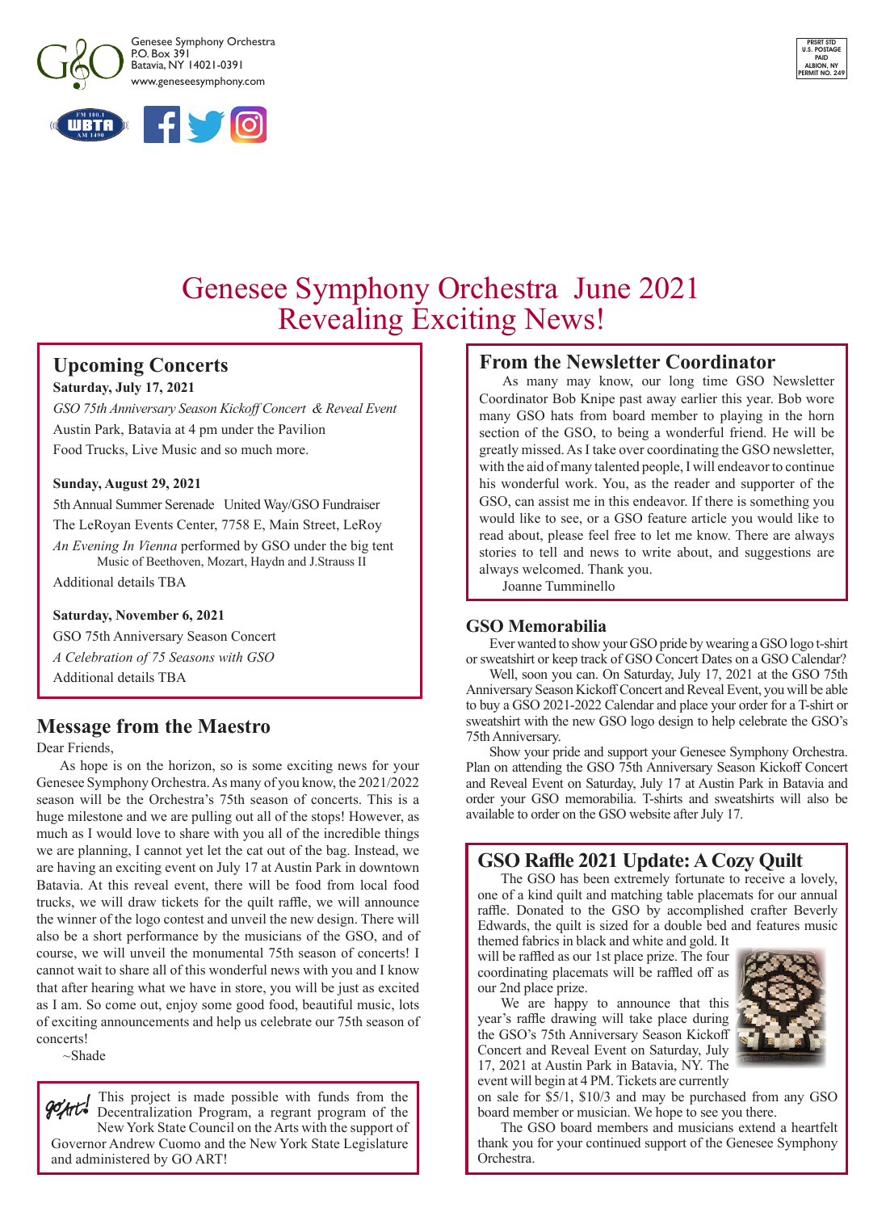Genesee Symphony Orchestra
P.O. Box 391
Batavia, NY 14021-0391
www.geneseesymphony.com

PRSRT STD
U.S. POSTAGE
PAID
ALBION, NY
PERMIT NO. 249

# Genesee Symphony Orchestra June 2021
# Revealing Exciting News!

## Upcoming Concerts

**Saturday, July 17, 2021**

*GSO 75th Anniversary Season Kickoff Concert & Reveal Event*
Austin Park, Batavia at 4 pm under the Pavilion
Food Trucks, Live Music and so much more.

**Sunday, August 29, 2021**

5th Annual Summer Serenade United Way/GSO Fundraiser
The LeRoyan Events Center, 7758 E, Main Street, LeRoy
*An Evening In Vienna* performed by GSO under the big tent
Music of Beethoven, Mozart, Haydn and J.Strauss II
Additional details TBA

**Saturday, November 6, 2021**

GSO 75th Anniversary Season Concert
*A Celebration of 75 Seasons with GSO*
Additional details TBA

## Message from the Maestro

Dear Friends,

As hope is on the horizon, so is some exciting news for your Genesee Symphony Orchestra. As many of you know, the 2021/2022 season will be the Orchestra's 75th season of concerts. This is a huge milestone and we are pulling out all of the stops! However, as much as I would love to share with you all of the incredible things we are planning, I cannot yet let the cat out of the bag. Instead, we are having an exciting event on July 17 at Austin Park in downtown Batavia. At this reveal event, there will be food from local food trucks, we will draw tickets for the quilt raffle, we will announce the winner of the logo contest and unveil the new design. There will also be a short performance by the musicians of the GSO, and of course, we will unveil the monumental 75th season of concerts! I cannot wait to share all of this wonderful news with you and I know that after hearing what we have in store, you will be just as excited as I am. So come out, enjoy some good food, beautiful music, lots of exciting announcements and help us celebrate our 75th season of concerts!

~Shade

This project is made possible with funds from the Decentralization Program, a regrant program of the New York State Council on the Arts with the support of Governor Andrew Cuomo and the New York State Legislature and administered by GO ART!

## From the Newsletter Coordinator

As many may know, our long time GSO Newsletter Coordinator Bob Knipe past away earlier this year. Bob wore many GSO hats from board member to playing in the horn section of the GSO, to being a wonderful friend. He will be greatly missed. As I take over coordinating the GSO newsletter, with the aid of many talented people, I will endeavor to continue his wonderful work. You, as the reader and supporter of the GSO, can assist me in this endeavor. If there is something you would like to see, or a GSO feature article you would like to read about, please feel free to let me know. There are always stories to tell and news to write about, and suggestions are always welcomed. Thank you.

Joanne Tumminello

## GSO Memorabilia

Ever wanted to show your GSO pride by wearing a GSO logo t-shirt or sweatshirt or keep track of GSO Concert Dates on a GSO Calendar?

Well, soon you can. On Saturday, July 17, 2021 at the GSO 75th Anniversary Season Kickoff Concert and Reveal Event, you will be able to buy a GSO 2021-2022 Calendar and place your order for a T-shirt or sweatshirt with the new GSO logo design to help celebrate the GSO's 75th Anniversary.

Show your pride and support your Genesee Symphony Orchestra. Plan on attending the GSO 75th Anniversary Season Kickoff Concert and Reveal Event on Saturday, July 17 at Austin Park in Batavia and order your GSO memorabilia. T-shirts and sweatshirts will also be available to order on the GSO website after July 17.

## GSO Raffle 2021 Update: A Cozy Quilt

The GSO has been extremely fortunate to receive a lovely, one of a kind quilt and matching table placemats for our annual raffle. Donated to the GSO by accomplished crafter Beverly Edwards, the quilt is sized for a double bed and features music themed fabrics in black and white and gold. It will be raffled as our 1st place prize. The four coordinating placemats will be raffled off as our 2nd place prize.

We are happy to announce that this year's raffle drawing will take place during the GSO's 75th Anniversary Season Kickoff Concert and Reveal Event on Saturday, July 17, 2021 at Austin Park in Batavia, NY. The event will begin at 4 PM. Tickets are currently on sale for $5/1, $10/3 and may be purchased from any GSO board member or musician. We hope to see you there.

The GSO board members and musicians extend a heartfelt thank you for your continued support of the Genesee Symphony Orchestra.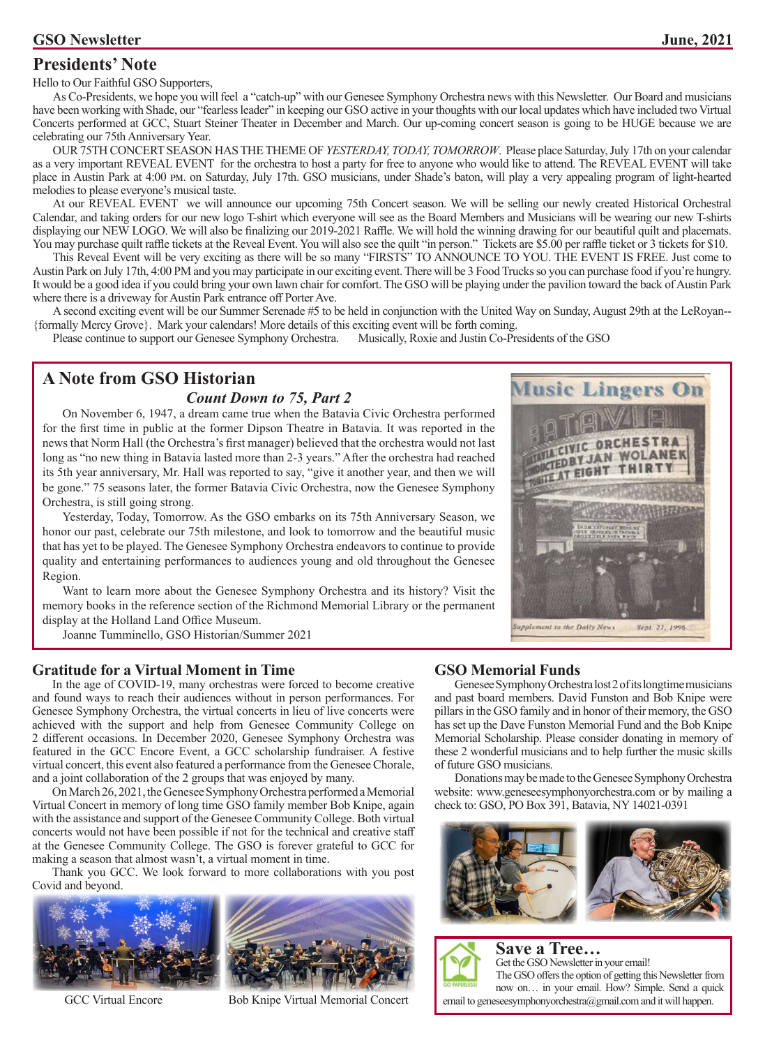## Presidents' Note

Hello to Our Faithful GSO Supporters,

As Co-Presidents, we hope you will feel a "catch-up" with our Genesee Symphony Orchestra news with this Newsletter. Our Board and musicians have been working with Shade, our "fearless leader" in keeping our GSO active in your thoughts with our local updates which have included two Virtual Concerts performed at GCC, Stuart Steiner Theater in December and March. Our up-coming concert season is going to be HUGE because we are celebrating our 75th Anniversary Year.

OUR 75TH CONCERT SEASON HAS THE THEME OF *YESTERDAY, TODAY, TOMORROW*. Please place Saturday, July 17th on your calendar as a very important REVEAL EVENT for the orchestra to host a party for free to anyone who would like to attend. The REVEAL EVENT will take place in Austin Park at 4:00 PM. on Saturday, July 17th. GSO musicians, under Shade's baton, will play a very appealing program of light-hearted melodies to please everyone's musical taste.

At our REVEAL EVENT we will announce our upcoming 75th Concert season. We will be selling our newly created Historical Orchestral Calendar, and taking orders for our new logo T-shirt which everyone will see as the Board Members and Musicians will be wearing our new T-shirts displaying our NEW LOGO. We will also be finalizing our 2019-2021 Raffle. We will hold the winning drawing for our beautiful quilt and placemats. You may purchase quilt raffle tickets at the Reveal Event. You will also see the quilt "in person." Tickets are $5.00 per raffle ticket or 3 tickets for $10.

This Reveal Event will be very exciting as there will be so many "FIRSTS" TO ANNOUNCE TO YOU. THE EVENT IS FREE. Just come to Austin Park on July 17th, 4:00 PM and you may participate in our exciting event. There will be 3 Food Trucks so you can purchase food if you're hungry. It would be a good idea if you could bring your own lawn chair for comfort. The GSO will be playing under the pavilion toward the back of Austin Park where there is a driveway for Austin Park entrance off Porter Ave.

A second exciting event will be our Summer Serenade #5 to be held in conjunction with the United Way on Sunday, August 29th at the LeRoyan--{formally Mercy Grove}. Mark your calendars! More details of this exciting event will be forth coming.

Please continue to support our Genesee Symphony Orchestra. Musically, Roxie and Justin Co-Presidents of the GSO

## A Note from GSO Historian

### *Count Down to 75, Part 2*

On November 6, 1947, a dream came true when the Batavia Civic Orchestra performed for the first time in public at the former Dipson Theatre in Batavia. It was reported in the news that Norm Hall (the Orchestra's first manager) believed that the orchestra would not last long as "no new thing in Batavia lasted more than 2-3 years." After the orchestra had reached its 5th year anniversary, Mr. Hall was reported to say, "give it another year, and then we will be gone." 75 seasons later, the former Batavia Civic Orchestra, now the Genesee Symphony Orchestra, is still going strong.

Yesterday, Today, Tomorrow. As the GSO embarks on its 75th Anniversary Season, we honor our past, celebrate our 75th milestone, and look to tomorrow and the beautiful music that has yet to be played. The Genesee Symphony Orchestra endeavors to continue to provide quality and entertaining performances to audiences young and old throughout the Genesee Region.

Want to learn more about the Genesee Symphony Orchestra and its history? Visit the memory books in the reference section of the Richmond Memorial Library or the permanent display at the Holland Land Office Museum.

Joanne Tumminello, GSO Historian/Summer 2021

Music Lingers On

Supplement to the Daily News Sept. 21, 1996

## Gratitude for a Virtual Moment in Time

In the age of COVID-19, many orchestras were forced to become creative and found ways to reach their audiences without in person performances. For Genesee Symphony Orchestra, the virtual concerts in lieu of live concerts were achieved with the support and help from Genesee Community College on 2 different occasions. In December 2020, Genesee Symphony Orchestra was featured in the GCC Encore Event, a GCC scholarship fundraiser. A festive virtual concert, this event also featured a performance from the Genesee Chorale, and a joint collaboration of the 2 groups that was enjoyed by many.

On March 26, 2021, the Genesee Symphony Orchestra performed a Memorial Virtual Concert in memory of long time GSO family member Bob Knipe, again with the assistance and support of the Genesee Community College. Both virtual concerts would not have been possible if not for the technical and creative staff at the Genesee Community College. The GSO is forever grateful to GCC for making a season that almost wasn't, a virtual moment in time.

Thank you GCC. We look forward to more collaborations with you post Covid and beyond.

GCC Virtual Encore

Bob Knipe Virtual Memorial Concert

## GSO Memorial Funds

Genesee Symphony Orchestra lost 2 of its longtime musicians and past board members. David Funston and Bob Knipe were pillars in the GSO family and in honor of their memory, the GSO has set up the Dave Funston Memorial Fund and the Bob Knipe Memorial Scholarship. Please consider donating in memory of these 2 wonderful musicians and to help further the music skills of future GSO musicians.

Donations may be made to the Genesee Symphony Orchestra website: www.geneseesymphonyorchestra.com or by mailing a check to: GSO, PO Box 391, Batavia, NY 14021-0391

## Save a Tree…

Get the GSO Newsletter in your email!

The GSO offers the option of getting this Newsletter from now on… in your email. How? Simple. Send a quick email to geneseesymphonyorchestra@gmail.com and it will happen.